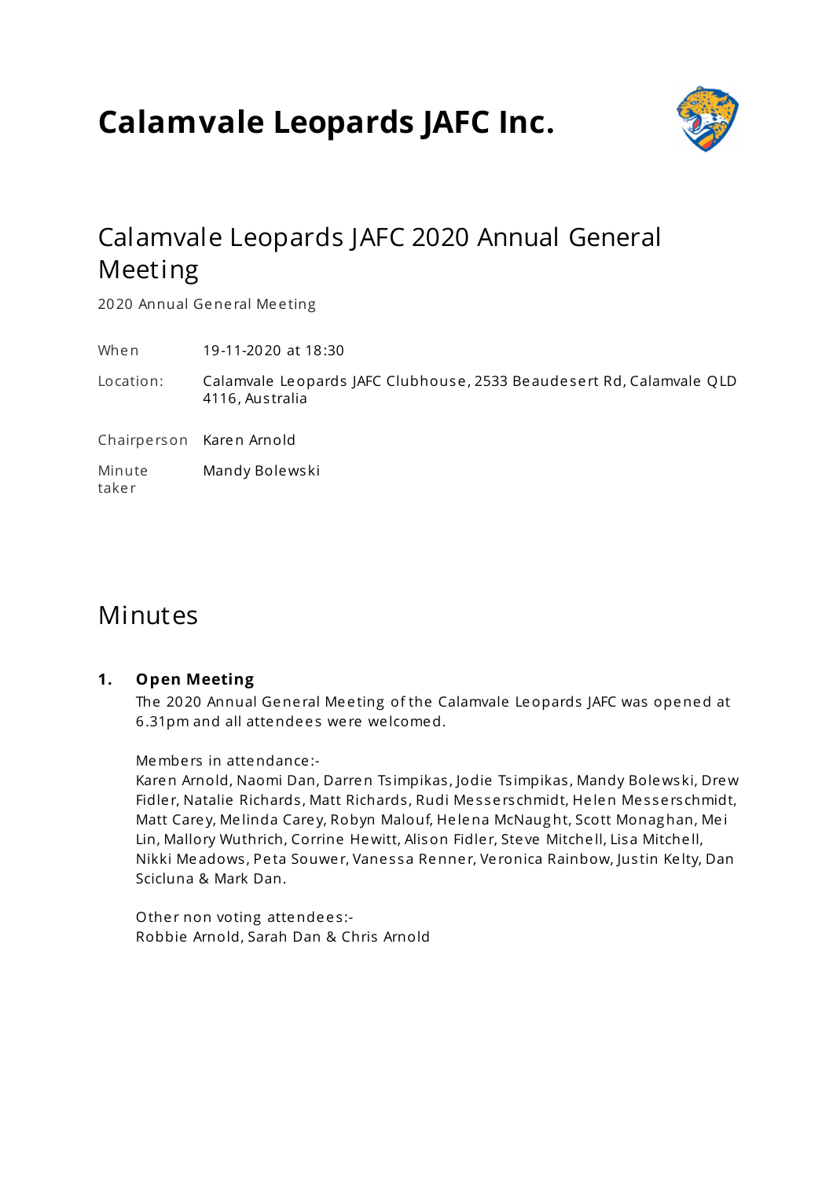# Calamvale Leopards JAFC Inc.

## Calamvale Leopards JAFC 2020 Annual General Meeting

2020 Annual General Meeting

| | |
|---|---|
| When | 19-11-2020 at 18:30 |
| Location: | Calamvale Leopards JAFC Clubhouse, 2533 Beaudesert Rd, Calamvale QLD 4116, Australia |
| Chairperson | Karen Arnold |
| Minute taker | Mandy Bolewski |

## Minutes

### 1. Open Meeting

The 2020 Annual General Meeting of the Calamvale Leopards JAFC was opened at 6.31pm and all attendees were welcomed.

Members in attendance:-
Karen Arnold, Naomi Dan, Darren Tsimpikas, Jodie Tsimpikas, Mandy Bolewski, Drew Fidler, Natalie Richards, Matt Richards, Rudi Messerschmidt, Helen Messerschmidt, Matt Carey, Melinda Carey, Robyn Malouf, Helena McNaught, Scott Monaghan, Mei Lin, Mallory Wuthrich, Corrine Hewitt, Alison Fidler, Steve Mitchell, Lisa Mitchell, Nikki Meadows, Peta Souwer, Vanessa Renner, Veronica Rainbow, Justin Kelty, Dan Scicluna & Mark Dan.

Other non voting attendees:-
Robbie Arnold, Sarah Dan & Chris Arnold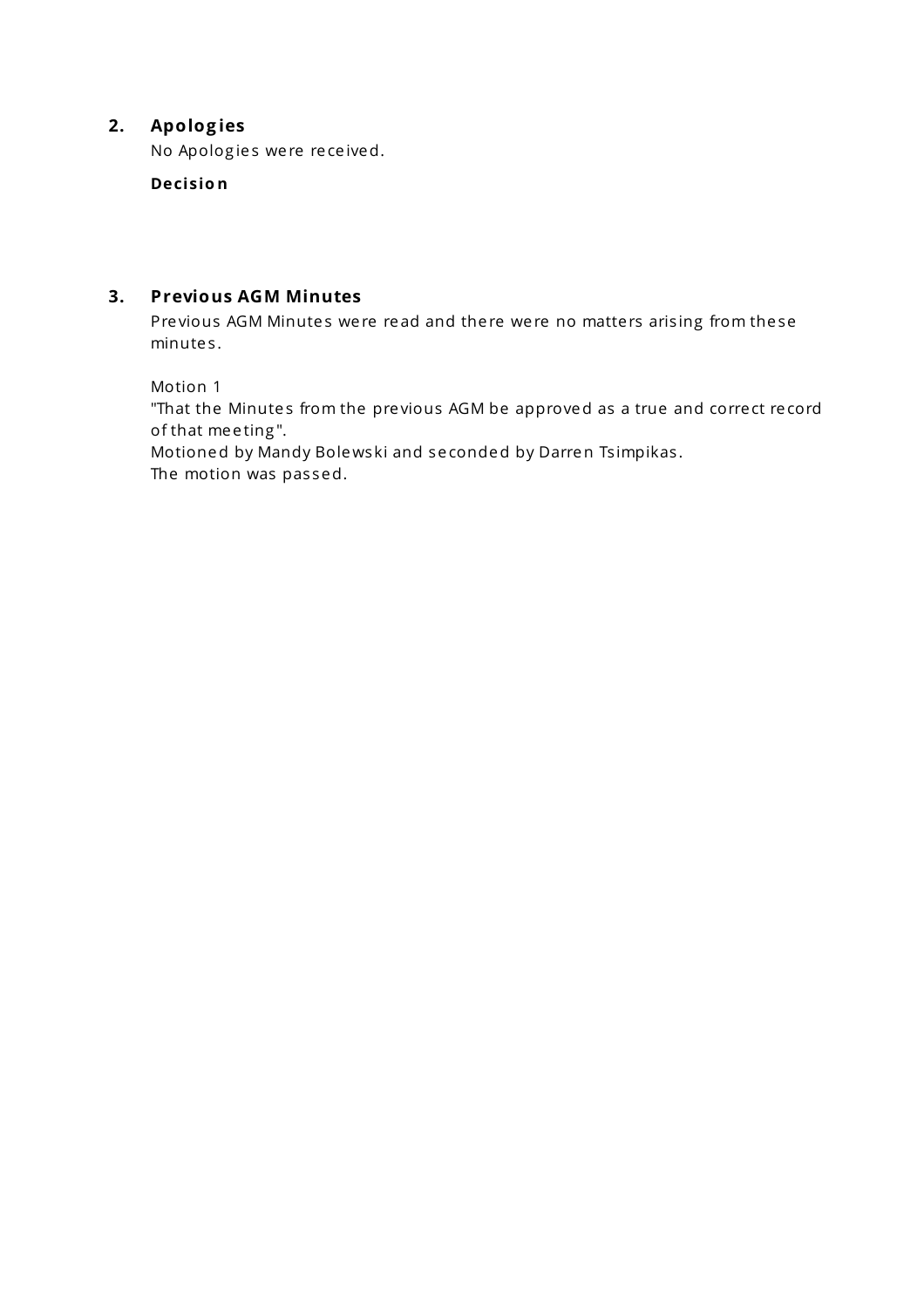## 2. Apologies

No Apologies were received.

**Decision**

## 3. Previous AGM Minutes

Previous AGM Minutes were read and there were no matters arising from these minutes.

Motion 1
"That the Minutes from the previous AGM be approved as a true and correct record of that meeting".
Motioned by Mandy Bolewski and seconded by Darren Tsimpikas.
The motion was passed.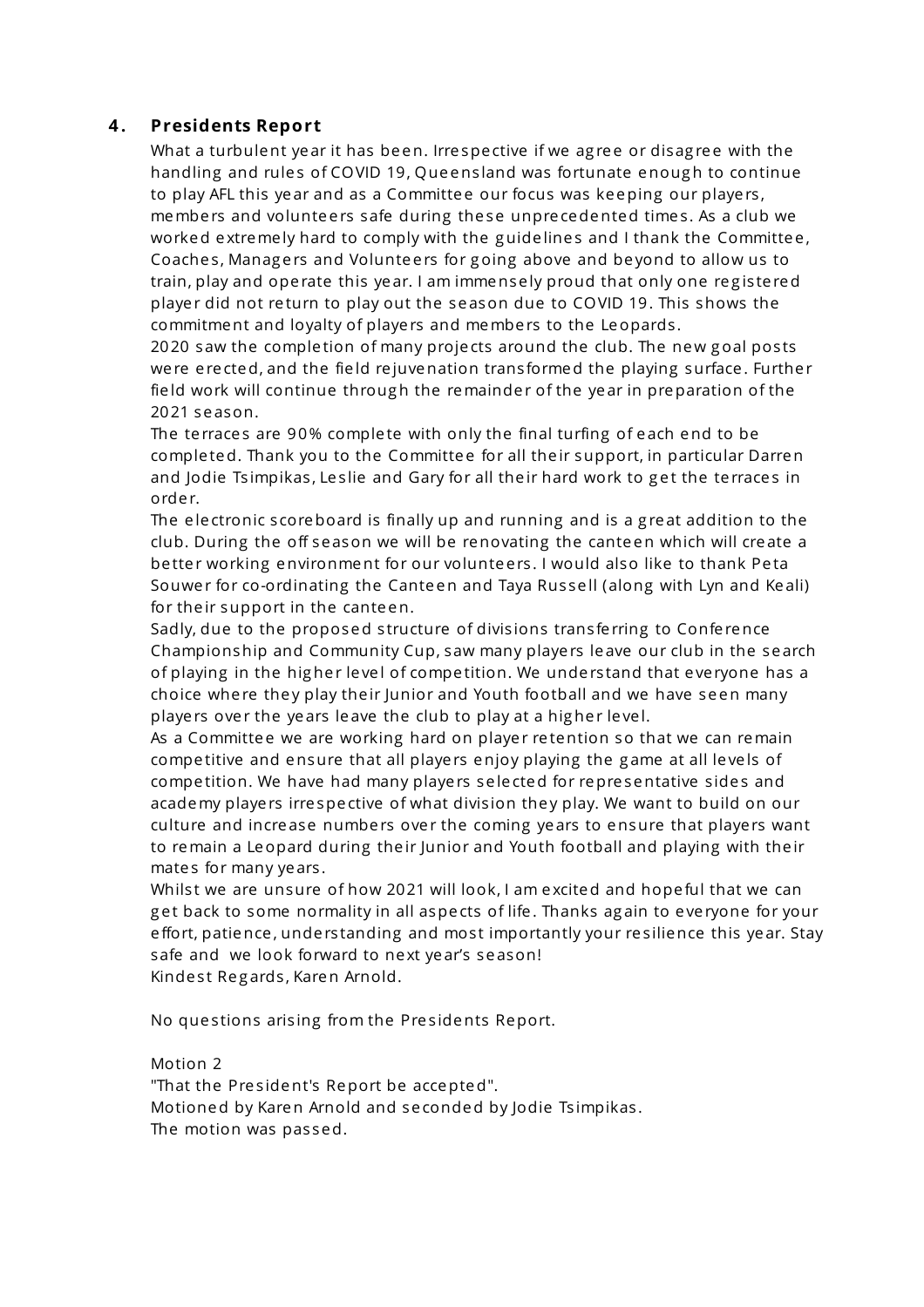## 4. Presidents Report

What a turbulent year it has been. Irrespective if we agree or disagree with the handling and rules of COVID 19, Queensland was fortunate enough to continue to play AFL this year and as a Committee our focus was keeping our players, members and volunteers safe during these unprecedented times. As a club we worked extremely hard to comply with the guidelines and I thank the Committee, Coaches, Managers and Volunteers for going above and beyond to allow us to train, play and operate this year. I am immensely proud that only one registered player did not return to play out the season due to COVID 19. This shows the commitment and loyalty of players and members to the Leopards.

2020 saw the completion of many projects around the club. The new goal posts were erected, and the field rejuvenation transformed the playing surface. Further field work will continue through the remainder of the year in preparation of the 2021 season.

The terraces are 90% complete with only the final turfing of each end to be completed. Thank you to the Committee for all their support, in particular Darren and Jodie Tsimpikas, Leslie and Gary for all their hard work to get the terraces in order.

The electronic scoreboard is finally up and running and is a great addition to the club. During the off season we will be renovating the canteen which will create a better working environment for our volunteers. I would also like to thank Peta Souwer for co-ordinating the Canteen and Taya Russell (along with Lyn and Keali) for their support in the canteen.

Sadly, due to the proposed structure of divisions transferring to Conference Championship and Community Cup, saw many players leave our club in the search of playing in the higher level of competition. We understand that everyone has a choice where they play their Junior and Youth football and we have seen many players over the years leave the club to play at a higher level.

As a Committee we are working hard on player retention so that we can remain competitive and ensure that all players enjoy playing the game at all levels of competition. We have had many players selected for representative sides and academy players irrespective of what division they play. We want to build on our culture and increase numbers over the coming years to ensure that players want to remain a Leopard during their Junior and Youth football and playing with their mates for many years.

Whilst we are unsure of how 2021 will look, I am excited and hopeful that we can get back to some normality in all aspects of life. Thanks again to everyone for your effort, patience, understanding and most importantly your resilience this year. Stay safe and we look forward to next year's season!

Kindest Regards, Karen Arnold.

No questions arising from the Presidents Report.

Motion 2

"That the President's Report be accepted".

Motioned by Karen Arnold and seconded by Jodie Tsimpikas.

The motion was passed.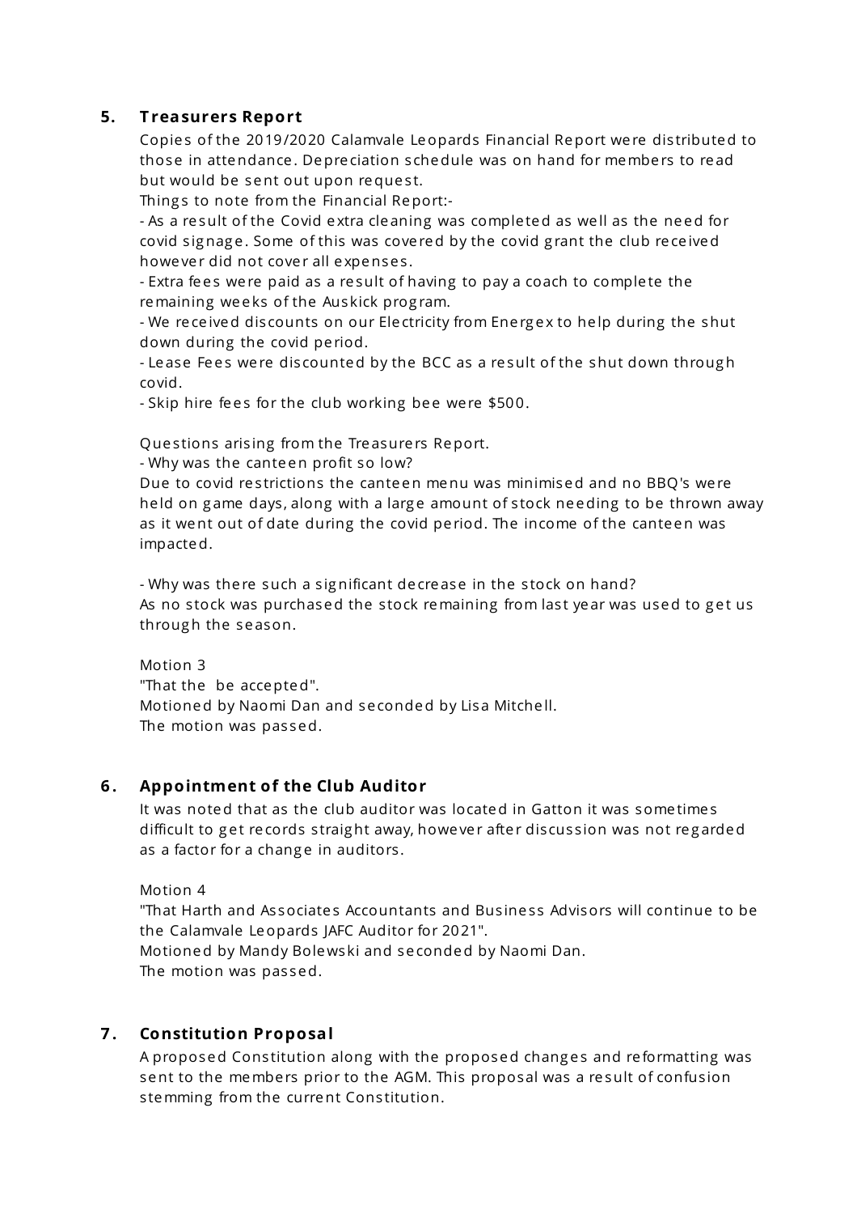## 5. Treasurers Report

Copies of the 2019/2020 Calamvale Leopards Financial Report were distributed to those in attendance. Depreciation schedule was on hand for members to read but would be sent out upon request.

Things to note from the Financial Report:-

- As a result of the Covid extra cleaning was completed as well as the need for covid signage. Some of this was covered by the covid grant the club received however did not cover all expenses.
- Extra fees were paid as a result of having to pay a coach to complete the remaining weeks of the Auskick program.
- We received discounts on our Electricity from Energex to help during the shut down during the covid period.
- Lease Fees were discounted by the BCC as a result of the shut down through covid.
- Skip hire fees for the club working bee were $500.

Questions arising from the Treasurers Report.

- Why was the canteen profit so low?

Due to covid restrictions the canteen menu was minimised and no BBQ's were held on game days, along with a large amount of stock needing to be thrown away as it went out of date during the covid period. The income of the canteen was impacted.

- Why was there such a significant decrease in the stock on hand?

As no stock was purchased the stock remaining from last year was used to get us through the season.

Motion 3
"That the  be accepted".
Motioned by Naomi Dan and seconded by Lisa Mitchell.
The motion was passed.

## 6. Appointment of the Club Auditor

It was noted that as the club auditor was located in Gatton it was sometimes difficult to get records straight away, however after discussion was not regarded as a factor for a change in auditors.

Motion 4
"That Harth and Associates Accountants and Business Advisors will continue to be the Calamvale Leopards JAFC Auditor for 2021".
Motioned by Mandy Bolewski and seconded by Naomi Dan.
The motion was passed.

## 7. Constitution Proposal

A proposed Constitution along with the proposed changes and reformatting was sent to the members prior to the AGM. This proposal was a result of confusion stemming from the current Constitution.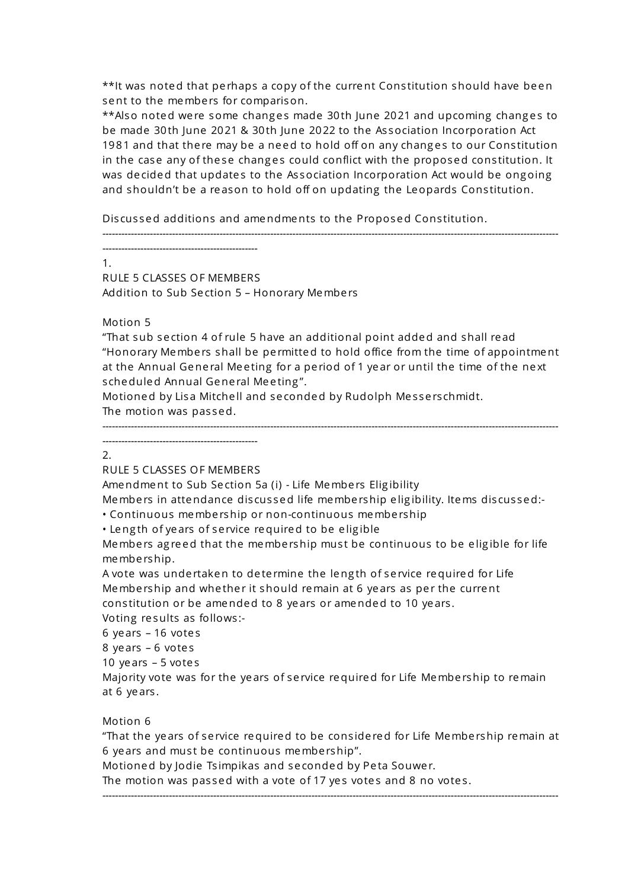**It was noted that perhaps a copy of the current Constitution should have been sent to the members for comparison.
**Also noted were some changes made 30th June 2021 and upcoming changes to be made 30th June 2021 & 30th June 2022 to the Association Incorporation Act 1981 and that there may be a need to hold off on any changes to our Constitution in the case any of these changes could conflict with the proposed constitution. It was decided that updates to the Association Incorporation Act would be ongoing and shouldn't be a reason to hold off on updating the Leopards Constitution.

Discussed additions and amendments to the Proposed Constitution.

---

1.
RULE 5 CLASSES OF MEMBERS
Addition to Sub Section 5 – Honorary Members

Motion 5
"That sub section 4 of rule 5 have an additional point added and shall read "Honorary Members shall be permitted to hold office from the time of appointment at the Annual General Meeting for a period of 1 year or until the time of the next scheduled Annual General Meeting".
Motioned by Lisa Mitchell and seconded by Rudolph Messerschmidt.
The motion was passed.

---

2.
RULE 5 CLASSES OF MEMBERS
Amendment to Sub Section 5a (i) - Life Members Eligibility
Members in attendance discussed life membership eligibility. Items discussed:-

- Continuous membership or non-continuous membership
- Length of years of service required to be eligible

Members agreed that the membership must be continuous to be eligible for life membership.
A vote was undertaken to determine the length of service required for Life Membership and whether it should remain at 6 years as per the current constitution or be amended to 8 years or amended to 10 years.
Voting results as follows:-
6 years – 16 votes
8 years – 6 votes
10 years – 5 votes
Majority vote was for the years of service required for Life Membership to remain at 6 years.

Motion 6
"That the years of service required to be considered for Life Membership remain at 6 years and must be continuous membership".
Motioned by Jodie Tsimpikas and seconded by Peta Souwer.
The motion was passed with a vote of 17 yes votes and 8 no votes.

---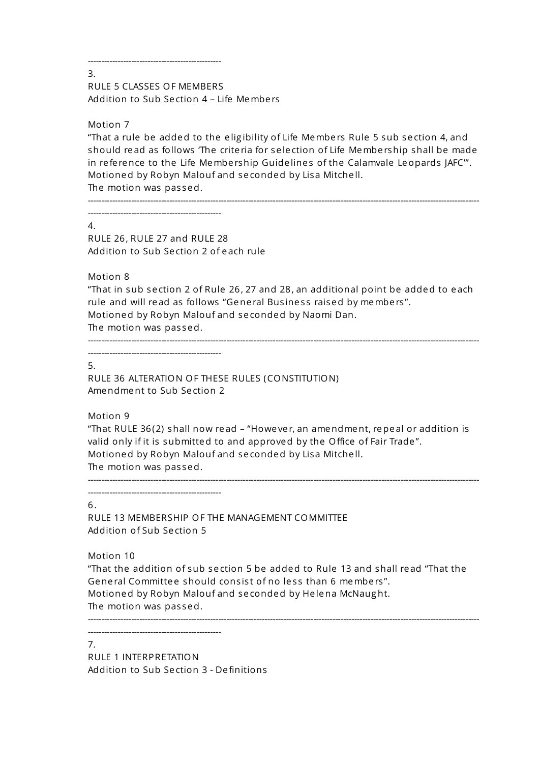---

3.
RULE 5 CLASSES OF MEMBERS
Addition to Sub Section 4 – Life Members

Motion 7
"That a rule be added to the eligibility of Life Members Rule 5 sub section 4, and should read as follows 'The criteria for selection of Life Membership shall be made in reference to the Life Membership Guidelines of the Calamvale Leopards JAFC'".
Motioned by Robyn Malouf and seconded by Lisa Mitchell.
The motion was passed.

---

4.
RULE 26, RULE 27 and RULE 28
Addition to Sub Section 2 of each rule

Motion 8
"That in sub section 2 of Rule 26, 27 and 28, an additional point be added to each rule and will read as follows "General Business raised by members".
Motioned by Robyn Malouf and seconded by Naomi Dan.
The motion was passed.

---

5.
RULE 36 ALTERATION OF THESE RULES (CONSTITUTION)
Amendment to Sub Section 2

Motion 9
"That RULE 36(2) shall now read – "However, an amendment, repeal or addition is valid only if it is submitted to and approved by the Office of Fair Trade".
Motioned by Robyn Malouf and seconded by Lisa Mitchell.
The motion was passed.

---

6.
RULE 13 MEMBERSHIP OF THE MANAGEMENT COMMITTEE
Addition of Sub Section 5

Motion 10
"That the addition of sub section 5 be added to Rule 13 and shall read "That the General Committee should consist of no less than 6 members".
Motioned by Robyn Malouf and seconded by Helena McNaught.
The motion was passed.

---

7.
RULE 1 INTERPRETATION
Addition to Sub Section 3 - Definitions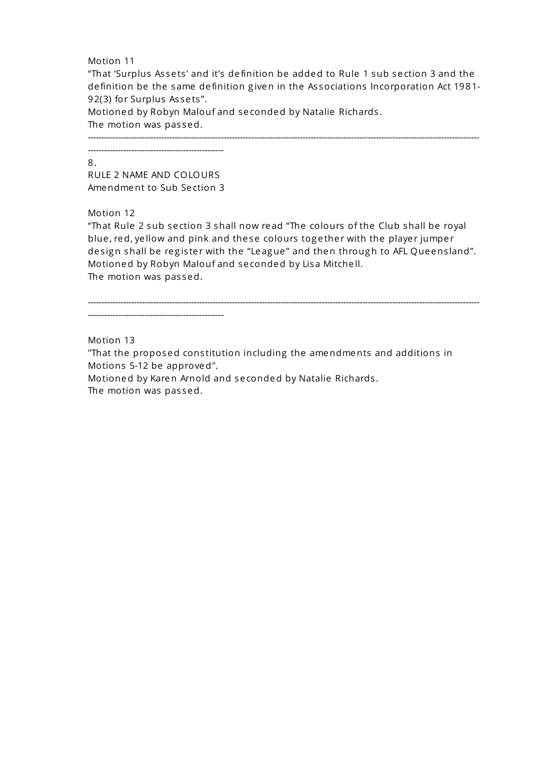Motion 11

"That 'Surplus Assets' and it's definition be added to Rule 1 sub section 3 and the definition be the same definition given in the Associations Incorporation Act 1981-92(3) for Surplus Assets".

Motioned by Robyn Malouf and seconded by Natalie Richards.

The motion was passed.

---

8.

RULE 2 NAME AND COLOURS

Amendment to Sub Section 3

Motion 12

"That Rule 2 sub section 3 shall now read "The colours of the Club shall be royal blue, red, yellow and pink and these colours together with the player jumper design shall be register with the "League" and then through to AFL Queensland".

Motioned by Robyn Malouf and seconded by Lisa Mitchell.

The motion was passed.

---

Motion 13

"That the proposed constitution including the amendments and additions in Motions 5-12 be approved".

Motioned by Karen Arnold and seconded by Natalie Richards.

The motion was passed.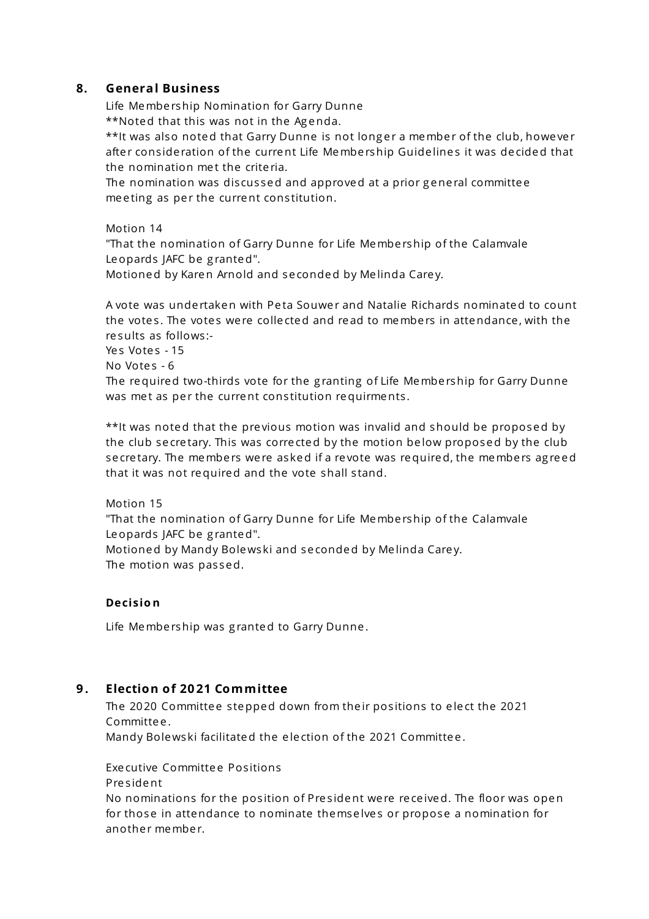## 8. General Business

Life Membership Nomination for Garry Dunne

**Noted that this was not in the Agenda.

**It was also noted that Garry Dunne is not longer a member of the club, however after consideration of the current Life Membership Guidelines it was decided that the nomination met the criteria.

The nomination was discussed and approved at a prior general committee meeting as per the current constitution.

Motion 14

"That the nomination of Garry Dunne for Life Membership of the Calamvale Leopards JAFC be granted".

Motioned by Karen Arnold and seconded by Melinda Carey.

A vote was undertaken with Peta Souwer and Natalie Richards nominated to count the votes. The votes were collected and read to members in attendance, with the results as follows:-

Yes Votes - 15

No Votes - 6

The required two-thirds vote for the granting of Life Membership for Garry Dunne was met as per the current constitution requirments.

**It was noted that the previous motion was invalid and should be proposed by the club secretary. This was corrected by the motion below proposed by the club secretary. The members were asked if a revote was required, the members agreed that it was not required and the vote shall stand.

Motion 15

"That the nomination of Garry Dunne for Life Membership of the Calamvale Leopards JAFC be granted".

Motioned by Mandy Bolewski and seconded by Melinda Carey.

The motion was passed.

**Decision**

Life Membership was granted to Garry Dunne.

## 9. Election of 2021 Committee

The 2020 Committee stepped down from their positions to elect the 2021 Committee.

Mandy Bolewski facilitated the election of the 2021 Committee.

Executive Committee Positions

President

No nominations for the position of President were received. The floor was open for those in attendance to nominate themselves or propose a nomination for another member.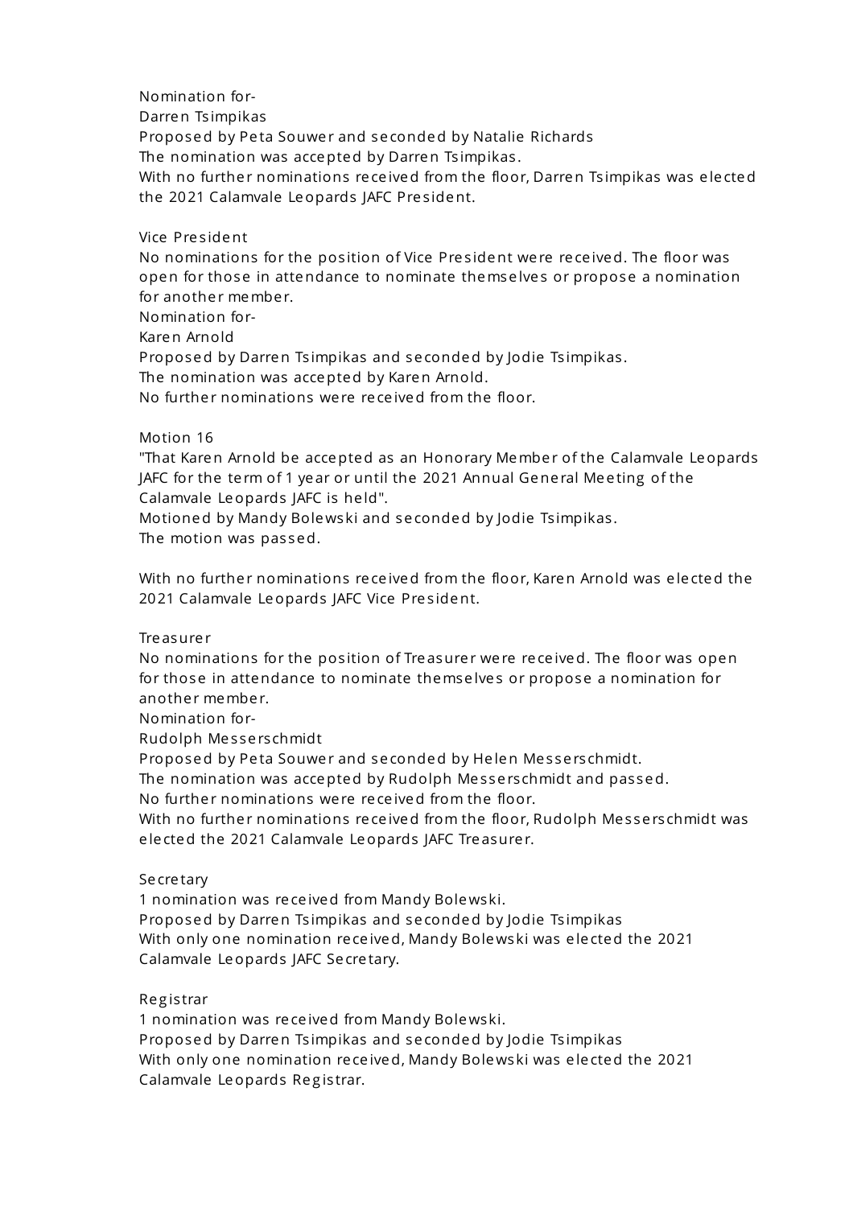Nomination for-
Darren Tsimpikas
Proposed by Peta Souwer and seconded by Natalie Richards
The nomination was accepted by Darren Tsimpikas.
With no further nominations received from the floor, Darren Tsimpikas was elected the 2021 Calamvale Leopards JAFC President.

Vice President
No nominations for the position of Vice President were received. The floor was open for those in attendance to nominate themselves or propose a nomination for another member.
Nomination for-
Karen Arnold
Proposed by Darren Tsimpikas and seconded by Jodie Tsimpikas.
The nomination was accepted by Karen Arnold.
No further nominations were received from the floor.

Motion 16
"That Karen Arnold be accepted as an Honorary Member of the Calamvale Leopards JAFC for the term of 1 year or until the 2021 Annual General Meeting of the Calamvale Leopards JAFC is held".
Motioned by Mandy Bolewski and seconded by Jodie Tsimpikas.
The motion was passed.

With no further nominations received from the floor, Karen Arnold was elected the 2021 Calamvale Leopards JAFC Vice President.

Treasurer
No nominations for the position of Treasurer were received. The floor was open for those in attendance to nominate themselves or propose a nomination for another member.
Nomination for-
Rudolph Messerschmidt
Proposed by Peta Souwer and seconded by Helen Messerschmidt.
The nomination was accepted by Rudolph Messerschmidt and passed.
No further nominations were received from the floor.
With no further nominations received from the floor, Rudolph Messerschmidt was elected the 2021 Calamvale Leopards JAFC Treasurer.

Secretary
1 nomination was received from Mandy Bolewski.
Proposed by Darren Tsimpikas and seconded by Jodie Tsimpikas
With only one nomination received, Mandy Bolewski was elected the 2021 Calamvale Leopards JAFC Secretary.

Registrar
1 nomination was received from Mandy Bolewski.
Proposed by Darren Tsimpikas and seconded by Jodie Tsimpikas
With only one nomination received, Mandy Bolewski was elected the 2021 Calamvale Leopards Registrar.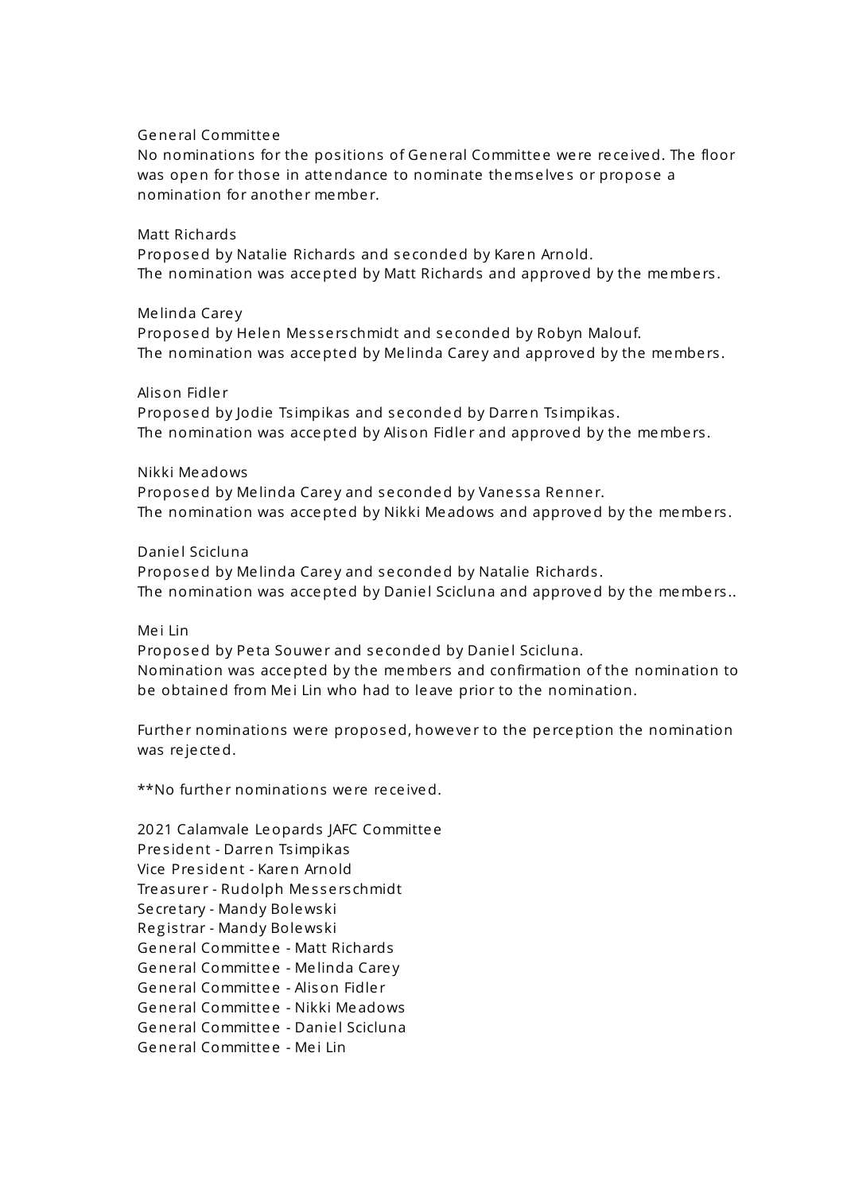General Committee

No nominations for the positions of General Committee were received. The floor was open for those in attendance to nominate themselves or propose a nomination for another member.

Matt Richards
Proposed by Natalie Richards and seconded by Karen Arnold.
The nomination was accepted by Matt Richards and approved by the members.

Melinda Carey
Proposed by Helen Messerschmidt and seconded by Robyn Malouf.
The nomination was accepted by Melinda Carey and approved by the members.

Alison Fidler
Proposed by Jodie Tsimpikas and seconded by Darren Tsimpikas.
The nomination was accepted by Alison Fidler and approved by the members.

Nikki Meadows
Proposed by Melinda Carey and seconded by Vanessa Renner.
The nomination was accepted by Nikki Meadows and approved by the members.

Daniel Scicluna
Proposed by Melinda Carey and seconded by Natalie Richards.
The nomination was accepted by Daniel Scicluna and approved by the members..

Mei Lin
Proposed by Peta Souwer and seconded by Daniel Scicluna.
Nomination was accepted by the members and confirmation of the nomination to be obtained from Mei Lin who had to leave prior to the nomination.

Further nominations were proposed, however to the perception the nomination was rejected.

**No further nominations were received.

2021 Calamvale Leopards JAFC Committee
President - Darren Tsimpikas
Vice President - Karen Arnold
Treasurer - Rudolph Messerschmidt
Secretary - Mandy Bolewski
Registrar - Mandy Bolewski
General Committee - Matt Richards
General Committee - Melinda Carey
General Committee - Alison Fidler
General Committee - Nikki Meadows
General Committee - Daniel Scicluna
General Committee - Mei Lin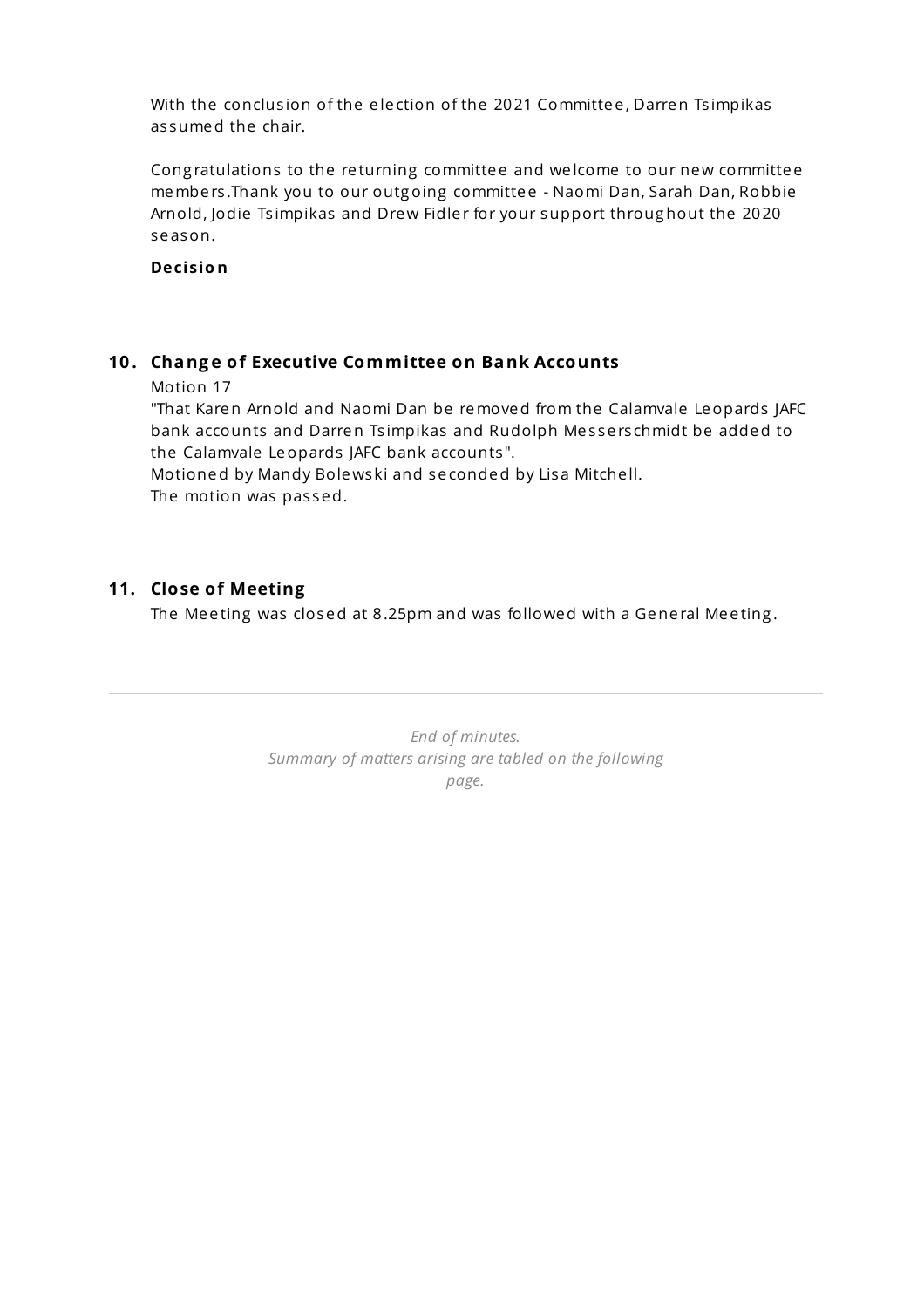With the conclusion of the election of the 2021 Committee, Darren Tsimpikas assumed the chair.

Congratulations to the returning committee and welcome to our new committee members.Thank you to our outgoing committee - Naomi Dan, Sarah Dan, Robbie Arnold, Jodie Tsimpikas and Drew Fidler for your support throughout the 2020 season.

**Decision**

## 10. Change of Executive Committee on Bank Accounts

Motion 17

"That Karen Arnold and Naomi Dan be removed from the Calamvale Leopards JAFC bank accounts and Darren Tsimpikas and Rudolph Messerschmidt be added to the Calamvale Leopards JAFC bank accounts".

Motioned by Mandy Bolewski and seconded by Lisa Mitchell.

The motion was passed.

## 11. Close of Meeting

The Meeting was closed at 8.25pm and was followed with a General Meeting.

---

*End of minutes.*
*Summary of matters arising are tabled on the following page.*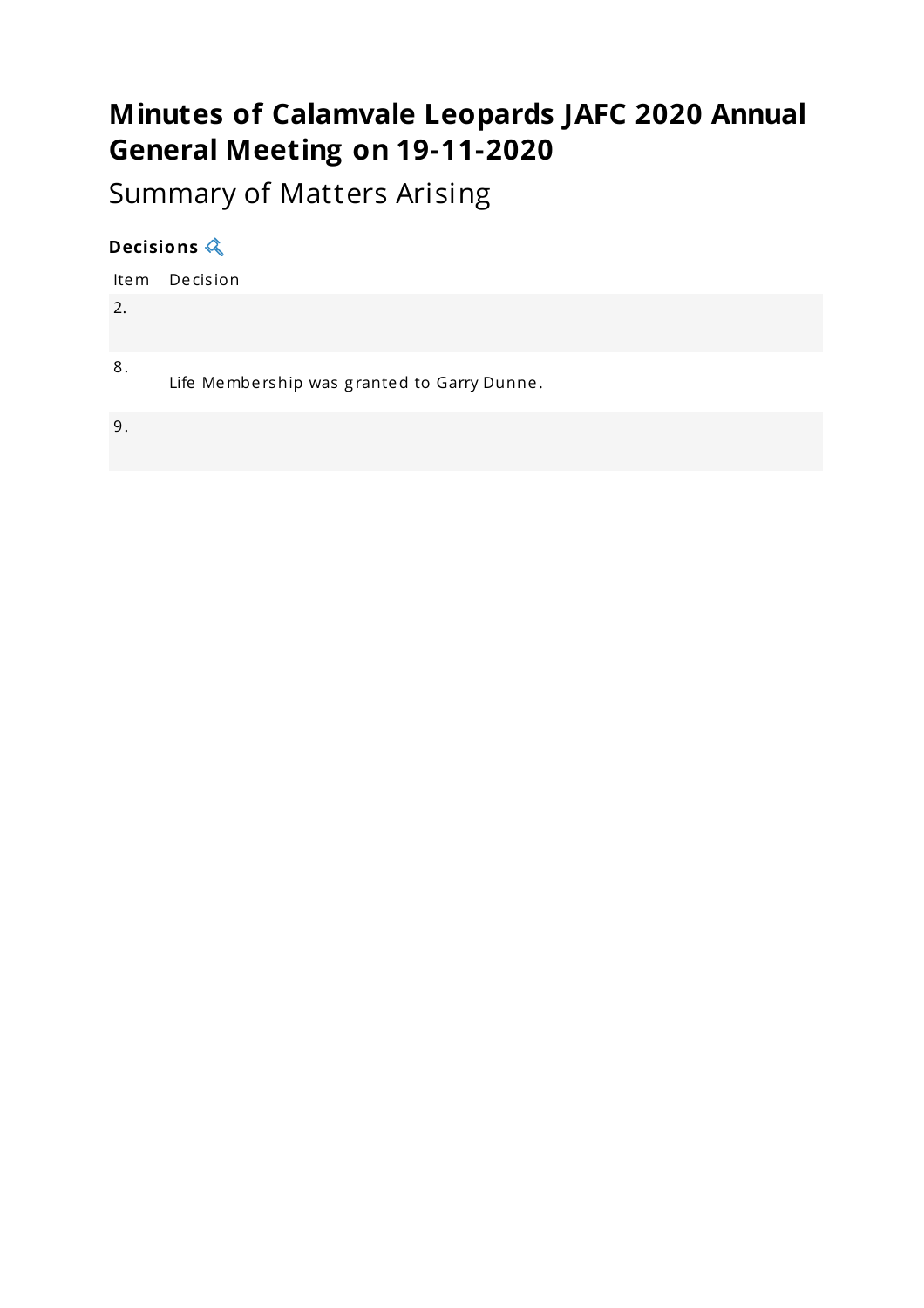# Minutes of Calamvale Leopards JAFC 2020 Annual General Meeting on 19-11-2020

## Summary of Matters Arising

### Decisions

| Item | Decision |
|---|---|
| 2. | |
| 8. | Life Membership was granted to Garry Dunne. |
| 9. | |